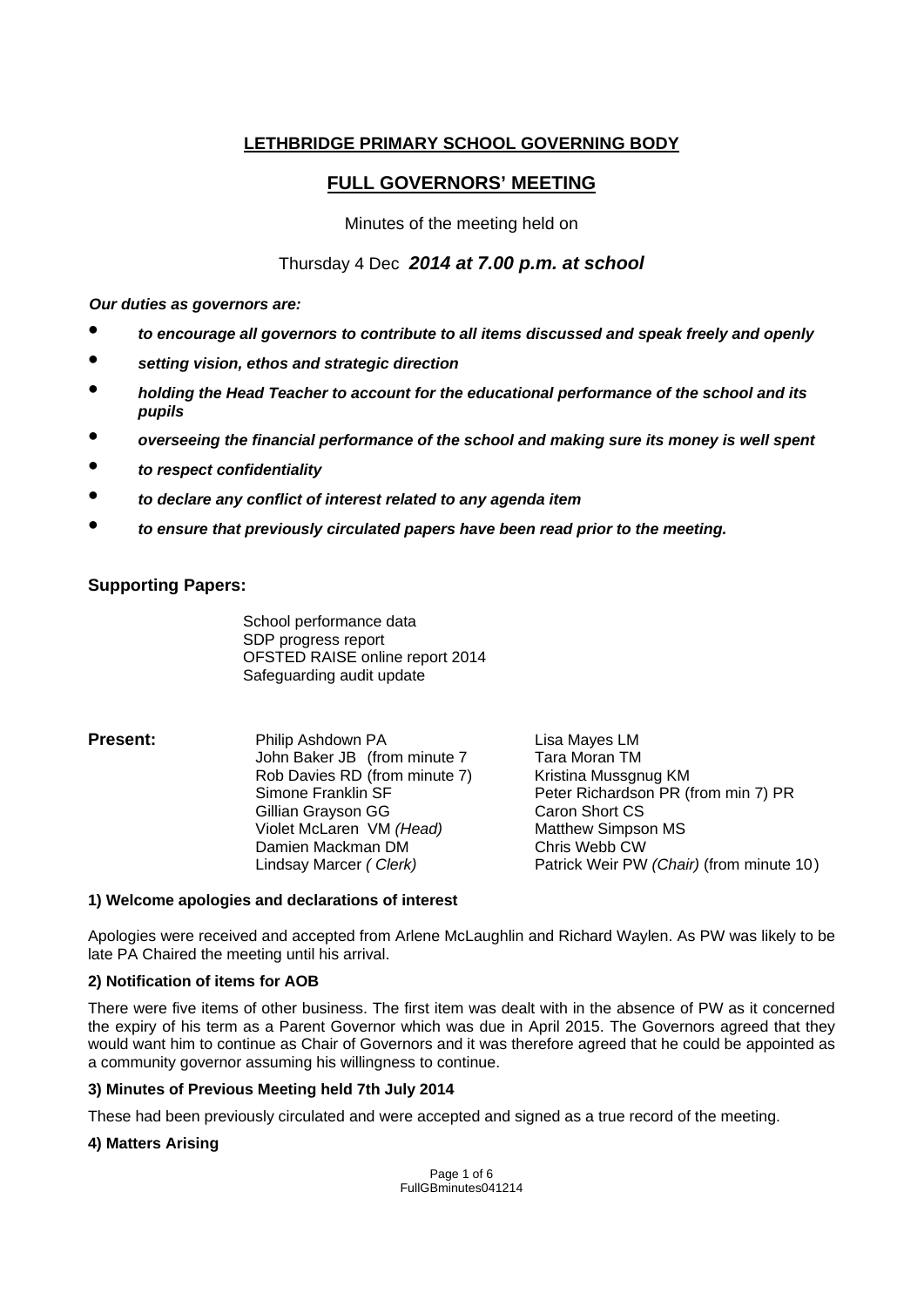**LETHBRIDGE PRIMARY SCHOOL GOVERNING BODY**

## FULL GOVERNORS' MEETING

Minutes of the meeting held on

Thursday 4 Dec ***2014 at 7.00 p.m. at school***

***Our duties as governors are:***

- ***to encourage all governors to contribute to all items discussed and speak freely and openly***
- ***setting vision, ethos and strategic direction***
- ***holding the Head Teacher to account for the educational performance of the school and its pupils***
- ***overseeing the financial performance of the school and making sure its money is well spent***
- ***to respect confidentiality***
- ***to declare any conflict of interest related to any agenda item***
- ***to ensure that previously circulated papers have been read prior to the meeting.***

### Supporting Papers:

School performance data
SDP progress report
OFSTED RAISE online report 2014
Safeguarding audit update

**Present:**

Philip Ashdown PA
John Baker JB (from minute 7
Rob Davies RD (from minute 7)
Simone Franklin SF
Gillian Grayson GG
Violet McLaren VM *(Head)*
Damien Mackman DM
Lindsay Marcer *( Clerk)*
Lisa Mayes LM
Tara Moran TM
Kristina Mussgnug KM
Peter Richardson PR (from min 7) PR
Caron Short CS
Matthew Simpson MS
Chris Webb CW
Patrick Weir PW *(Chair)* (from minute 10)

**1) Welcome apologies and declarations of interest**

Apologies were received and accepted from Arlene McLaughlin and Richard Waylen. As PW was likely to be late PA Chaired the meeting until his arrival.

**2) Notification of items for AOB**

There were five items of other business. The first item was dealt with in the absence of PW as it concerned the expiry of his term as a Parent Governor which was due in April 2015. The Governors agreed that they would want him to continue as Chair of Governors and it was therefore agreed that he could be appointed as a community governor assuming his willingness to continue.

**3) Minutes of Previous Meeting held 7th July 2014**

These had been previously circulated and were accepted and signed as a true record of the meeting.

**4) Matters Arising**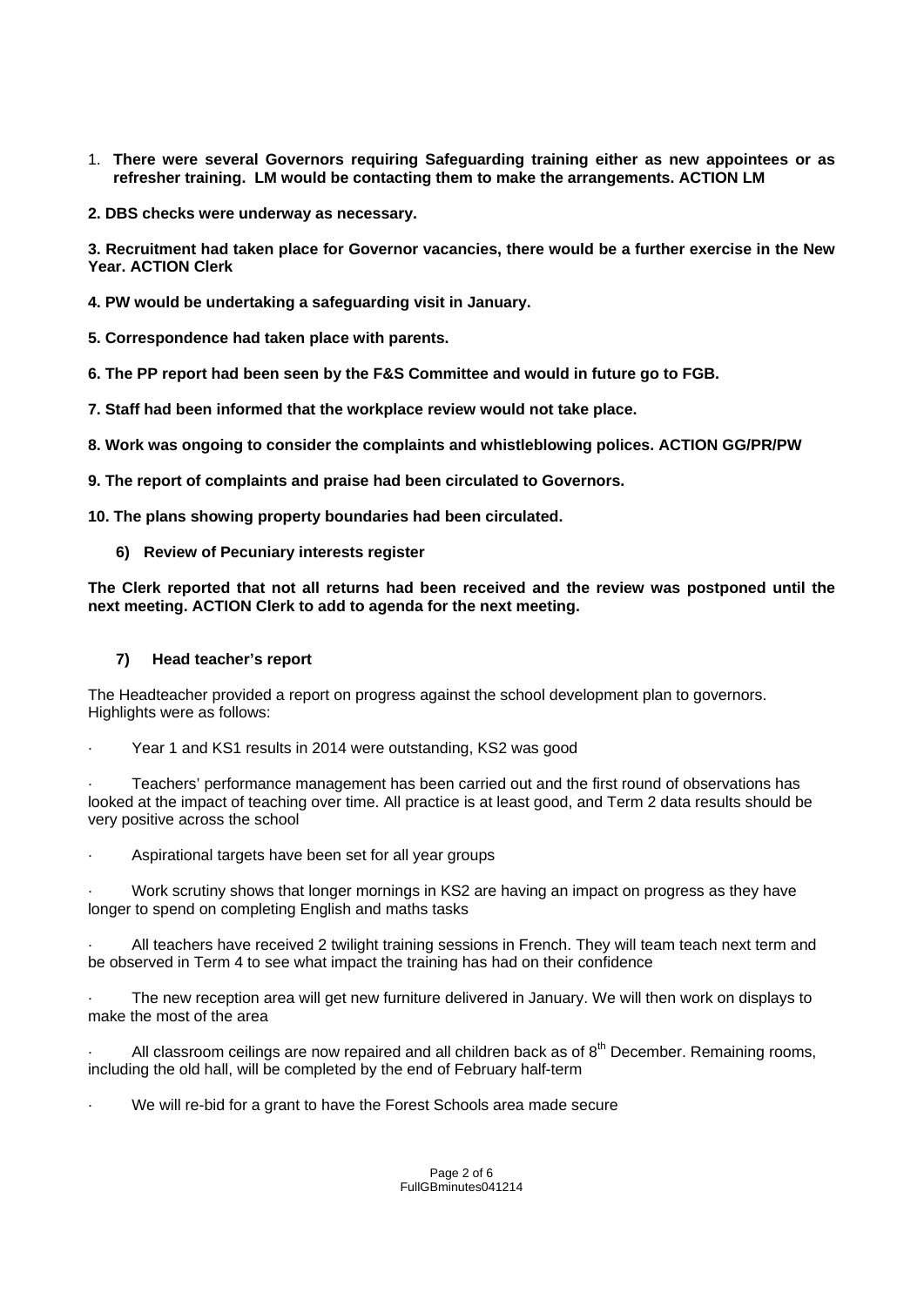1. **There were several Governors requiring Safeguarding training either as new appointees or as refresher training. LM would be contacting them to make the arrangements. ACTION LM**

**2. DBS checks were underway as necessary.**

**3. Recruitment had taken place for Governor vacancies, there would be a further exercise in the New Year. ACTION Clerk**

**4. PW would be undertaking a safeguarding visit in January.**

**5. Correspondence had taken place with parents.**

**6. The PP report had been seen by the F&S Committee and would in future go to FGB.**

**7. Staff had been informed that the workplace review would not take place.**

**8. Work was ongoing to consider the complaints and whistleblowing polices. ACTION GG/PR/PW**

**9. The report of complaints and praise had been circulated to Governors.**

**10. The plans showing property boundaries had been circulated.**

### 6) Review of Pecuniary interests register

**The Clerk reported that not all returns had been received and the review was postponed until the next meeting. ACTION Clerk to add to agenda for the next meeting.**

### 7) Head teacher's report

The Headteacher provided a report on progress against the school development plan to governors. Highlights were as follows:

- Year 1 and KS1 results in 2014 were outstanding, KS2 was good
- Teachers' performance management has been carried out and the first round of observations has looked at the impact of teaching over time. All practice is at least good, and Term 2 data results should be very positive across the school
- Aspirational targets have been set for all year groups
- Work scrutiny shows that longer mornings in KS2 are having an impact on progress as they have longer to spend on completing English and maths tasks
- All teachers have received 2 twilight training sessions in French. They will team teach next term and be observed in Term 4 to see what impact the training has had on their confidence
- The new reception area will get new furniture delivered in January. We will then work on displays to make the most of the area
- All classroom ceilings are now repaired and all children back as of 8th December. Remaining rooms, including the old hall, will be completed by the end of February half-term
- We will re-bid for a grant to have the Forest Schools area made secure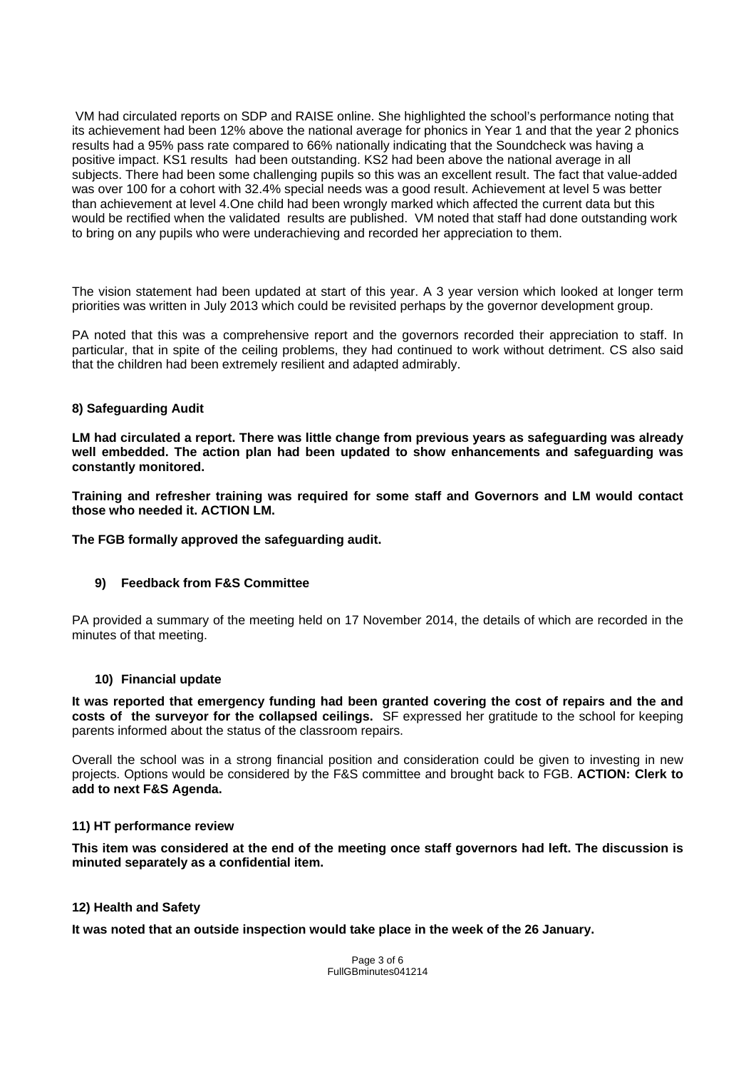VM had circulated reports on SDP and RAISE online. She highlighted the school's performance noting that its achievement had been 12% above the national average for phonics in Year 1 and that the year 2 phonics results had a 95% pass rate compared to 66% nationally indicating that the Soundcheck was having a positive impact. KS1 results had been outstanding. KS2 had been above the national average in all subjects. There had been some challenging pupils so this was an excellent result. The fact that value-added was over 100 for a cohort with 32.4% special needs was a good result. Achievement at level 5 was better than achievement at level 4.One child had been wrongly marked which affected the current data but this would be rectified when the validated results are published. VM noted that staff had done outstanding work to bring on any pupils who were underachieving and recorded her appreciation to them.

The vision statement had been updated at start of this year. A 3 year version which looked at longer term priorities was written in July 2013 which could be revisited perhaps by the governor development group.

PA noted that this was a comprehensive report and the governors recorded their appreciation to staff. In particular, that in spite of the ceiling problems, they had continued to work without detriment. CS also said that the children had been extremely resilient and adapted admirably.

### 8) Safeguarding Audit

**LM had circulated a report. There was little change from previous years as safeguarding was already well embedded. The action plan had been updated to show enhancements and safeguarding was constantly monitored.**

**Training and refresher training was required for some staff and Governors and LM would contact those who needed it. ACTION LM.**

**The FGB formally approved the safeguarding audit.**

### 9) Feedback from F&S Committee

PA provided a summary of the meeting held on 17 November 2014, the details of which are recorded in the minutes of that meeting.

### 10) Financial update

**It was reported that emergency funding had been granted covering the cost of repairs and the and costs of the surveyor for the collapsed ceilings.** SF expressed her gratitude to the school for keeping parents informed about the status of the classroom repairs.

Overall the school was in a strong financial position and consideration could be given to investing in new projects. Options would be considered by the F&S committee and brought back to FGB. **ACTION: Clerk to add to next F&S Agenda.**

### 11) HT performance review

**This item was considered at the end of the meeting once staff governors had left. The discussion is minuted separately as a confidential item.**

### 12) Health and Safety

**It was noted that an outside inspection would take place in the week of the 26 January.**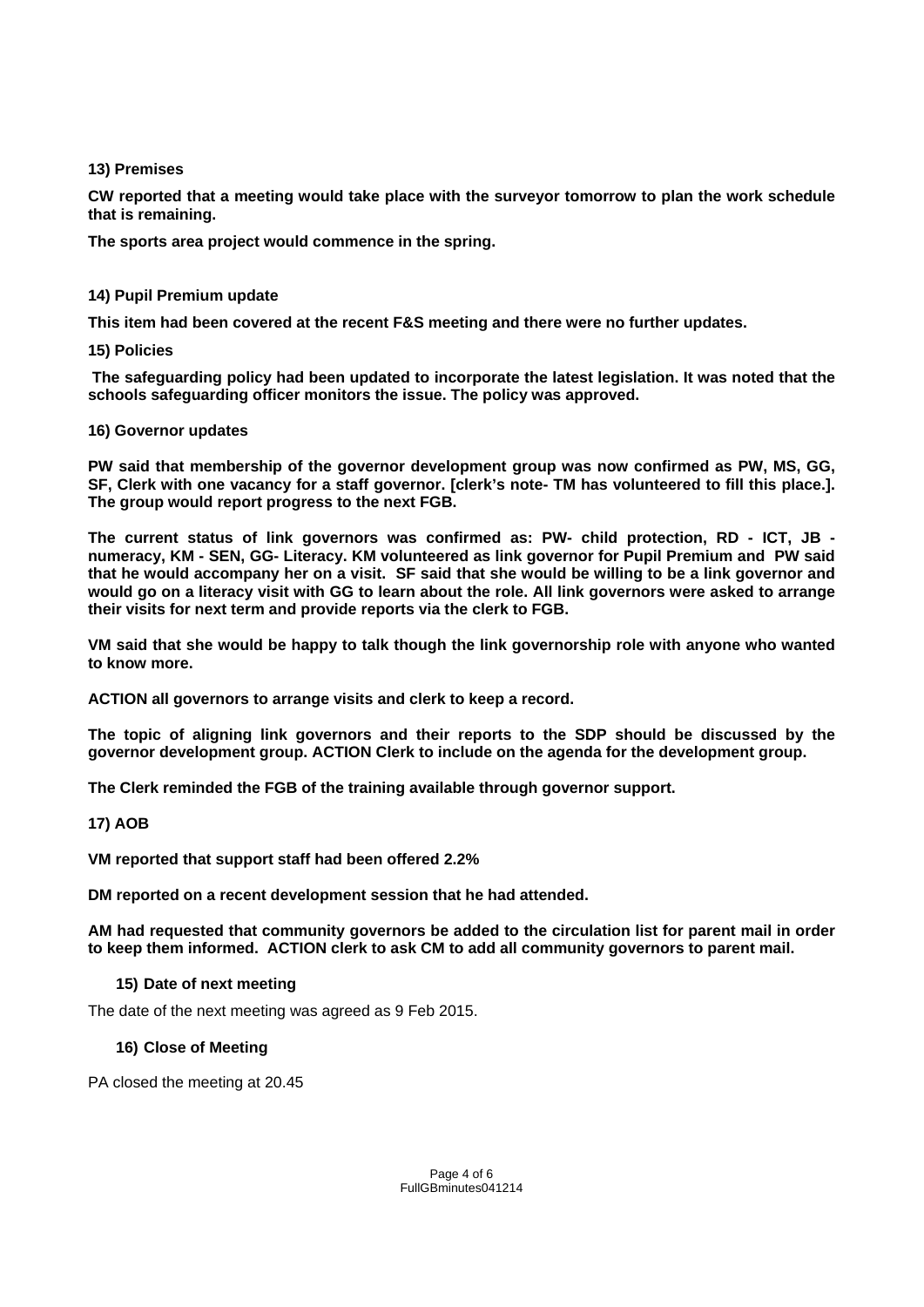**13) Premises**

**CW reported that a meeting would take place with the surveyor tomorrow to plan the work schedule that is remaining.**

**The sports area project would commence in the spring.**

**14) Pupil Premium update**

**This item had been covered at the recent F&S meeting and there were no further updates.**

**15) Policies**

**The safeguarding policy had been updated to incorporate the latest legislation. It was noted that the schools safeguarding officer monitors the issue. The policy was approved.**

**16) Governor updates**

**PW said that membership of the governor development group was now confirmed as PW, MS, GG, SF, Clerk with one vacancy for a staff governor. [clerk's note- TM has volunteered to fill this place.]. The group would report progress to the next FGB.**

**The current status of link governors was confirmed as: PW- child protection, RD - ICT, JB - numeracy, KM - SEN, GG- Literacy. KM volunteered as link governor for Pupil Premium and PW said that he would accompany her on a visit. SF said that she would be willing to be a link governor and would go on a literacy visit with GG to learn about the role. All link governors were asked to arrange their visits for next term and provide reports via the clerk to FGB.**

**VM said that she would be happy to talk though the link governorship role with anyone who wanted to know more.**

**ACTION all governors to arrange visits and clerk to keep a record.**

**The topic of aligning link governors and their reports to the SDP should be discussed by the governor development group. ACTION Clerk to include on the agenda for the development group.**

**The Clerk reminded the FGB of the training available through governor support.**

**17) AOB**

**VM reported that support staff had been offered 2.2%**

**DM reported on a recent development session that he had attended.**

**AM had requested that community governors be added to the circulation list for parent mail in order to keep them informed. ACTION clerk to ask CM to add all community governors to parent mail.**

**15) Date of next meeting**

The date of the next meeting was agreed as 9 Feb 2015.

**16) Close of Meeting**

PA closed the meeting at 20.45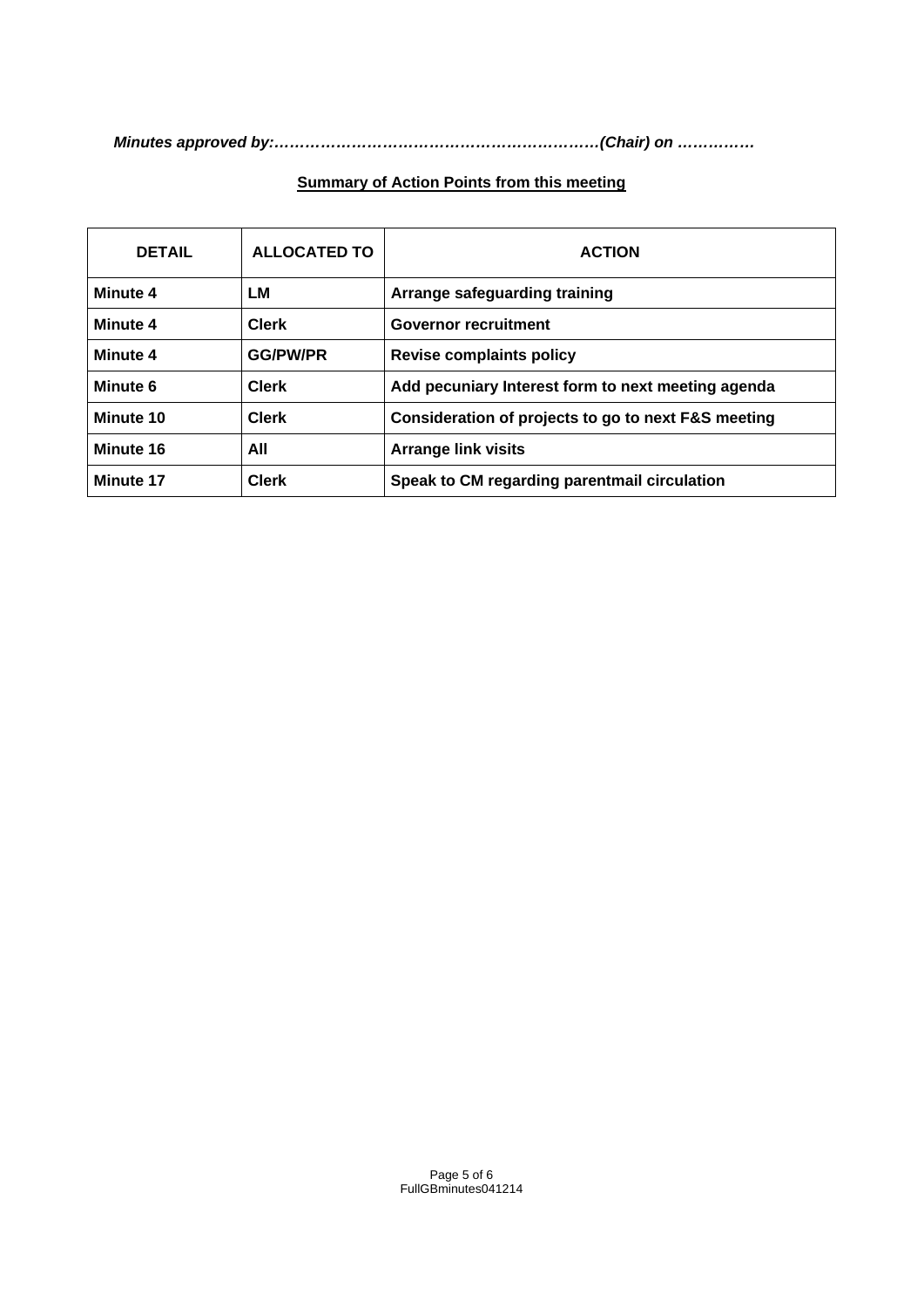***Minutes approved by:……………………………………………………….(Chair) on ……………***

**<u>Summary of Action Points from this meeting</u>**

| DETAIL | ALLOCATED TO | ACTION |
|---|---|---|
| **Minute 4** | **LM** | **Arrange safeguarding training** |
| **Minute 4** | **Clerk** | **Governor recruitment** |
| **Minute 4** | **GG/PW/PR** | **Revise complaints policy** |
| **Minute 6** | **Clerk** | **Add pecuniary Interest form to next meeting agenda** |
| **Minute 10** | **Clerk** | **Consideration of projects to go to next F&S meeting** |
| **Minute 16** | **All** | **Arrange link visits** |
| **Minute 17** | **Clerk** | **Speak to CM regarding parentmail circulation** |